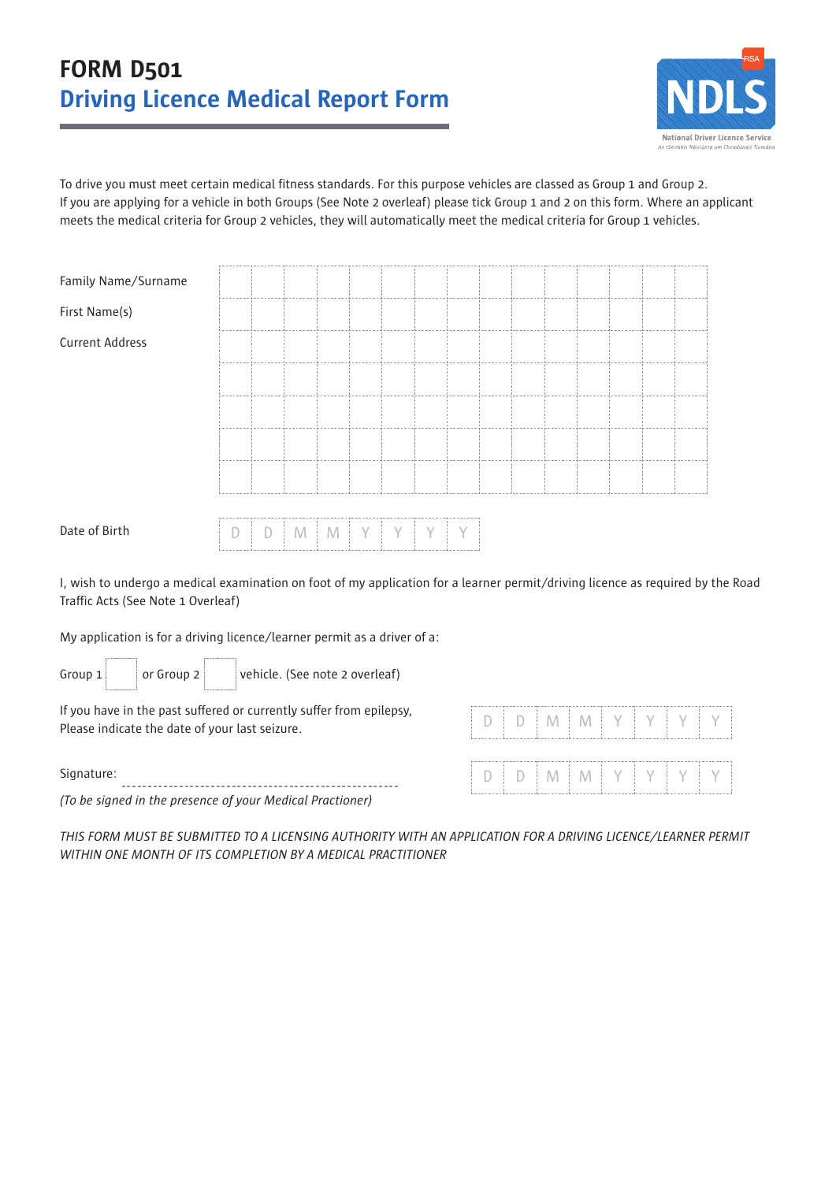# FORM D501

## Driving Licence Medical Report Form

NDLS
National Driver Licence Service
An tSeirbhís Náisiúnta um Cheadúnais Tiomána

To drive you must meet certain medical fitness standards. For this purpose vehicles are classed as Group 1 and Group 2. If you are applying for a vehicle in both Groups (See Note 2 overleaf) please tick Group 1 and 2 on this form. Where an applicant meets the medical criteria for Group 2 vehicles, they will automatically meet the medical criteria for Group 1 vehicles.

Family Name/Surname

First Name(s)

Current Address

Date of Birth D D M M Y Y Y Y

I, wish to undergo a medical examination on foot of my application for a learner permit/driving licence as required by the Road Traffic Acts (See Note 1 Overleaf)

My application is for a driving licence/learner permit as a driver of a:

Group 1 ☐ or Group 2 ☐ vehicle. (See note 2 overleaf)

If you have in the past suffered or currently suffer from epilepsy, Please indicate the date of your last seizure. D D M M Y Y Y Y

Signature: ---------------------------------------------------- D D M M Y Y Y Y

*(To be signed in the presence of your Medical Practioner)*

*THIS FORM MUST BE SUBMITTED TO A LICENSING AUTHORITY WITH AN APPLICATION FOR A DRIVING LICENCE/LEARNER PERMIT WITHIN ONE MONTH OF ITS COMPLETION BY A MEDICAL PRACTITIONER*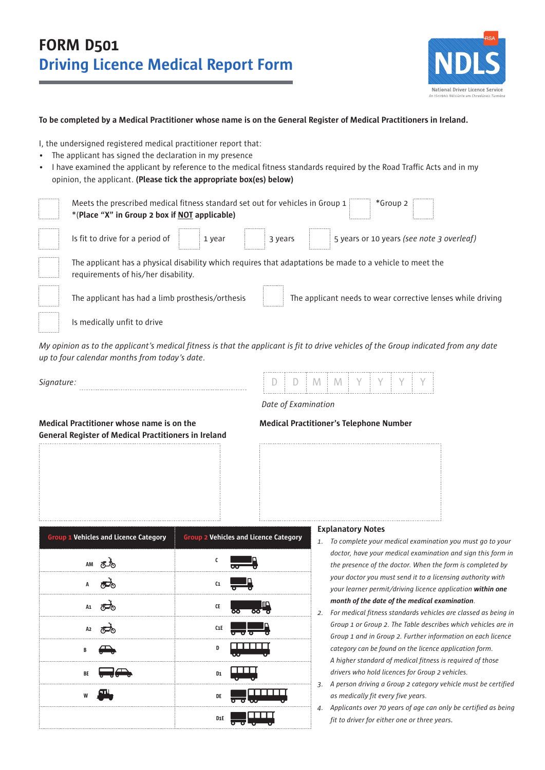# FORM D501

## Driving Licence Medical Report Form

NDLS
National Driver Licence Service
An tSeirbhís Náisiúnta um Cheadúnais Tiomána

**To be completed by a Medical Practitioner whose name is on the General Register of Medical Practitioners in Ireland.**

I, the undersigned registered medical practitioner report that:

- The applicant has signed the declaration in my presence
- I have examined the applicant by reference to the medical fitness standards required by the Road Traffic Acts and in my opinion, the applicant. **(Please tick the appropriate box(es) below)**

☐ Meets the prescribed medical fitness standard set out for vehicles in Group 1 ☐ *Group 2 ☐
*(**Place "X" in Group 2 box if NOT applicable)**

☐ Is fit to drive for a period of ☐ 1 year ☐ 3 years ☐ 5 years or 10 years *(see note 3 overleaf)*

☐ The applicant has a physical disability which requires that adaptations be made to a vehicle to meet the requirements of his/her disability.

☐ The applicant has had a limb prosthesis/orthesis ☐ The applicant needs to wear corrective lenses while driving

☐ Is medically unfit to drive

*My opinion as to the applicant's medical fitness is that the applicant is fit to drive vehicles of the Group indicated from any date up to four calendar months from today's date.*

*Signature:* ..............................

D D M M Y Y Y Y
*Date of Examination*

**Medical Practitioner whose name is on the General Register of Medical Practitioners in Ireland**

**Medical Practitioner's Telephone Number**

| Group 1 Vehicles and Licence Category | Group 2 Vehicles and Licence Category |
|---|---|
| AM | C |
| A | C1 |
| A1 | CE |
| A2 | C1E |
| B | D |
| BE | D1 |
| W | DE |
| | D1E |

### Explanatory Notes

1. *To complete your medical examination you must go to your doctor, have your medical examination and sign this form in the presence of the doctor. When the form is completed by your doctor you must send it to a licensing authority with your learner permit/driving licence application **within one month of the date of the medical examination**.*
2. *For medical fitness standards vehicles are classed as being in Group 1 or Group 2. The Table describes which vehicles are in Group 1 and in Group 2. Further information on each licence category can be found on the licence application form. A higher standard of medical fitness is required of those drivers who hold licences for Group 2 vehicles.*
3. *A person driving a Group 2 category vehicle must be certified as medically fit every five years.*
4. *Applicants over 70 years of age can only be certified as being fit to driver for either one or three years.*